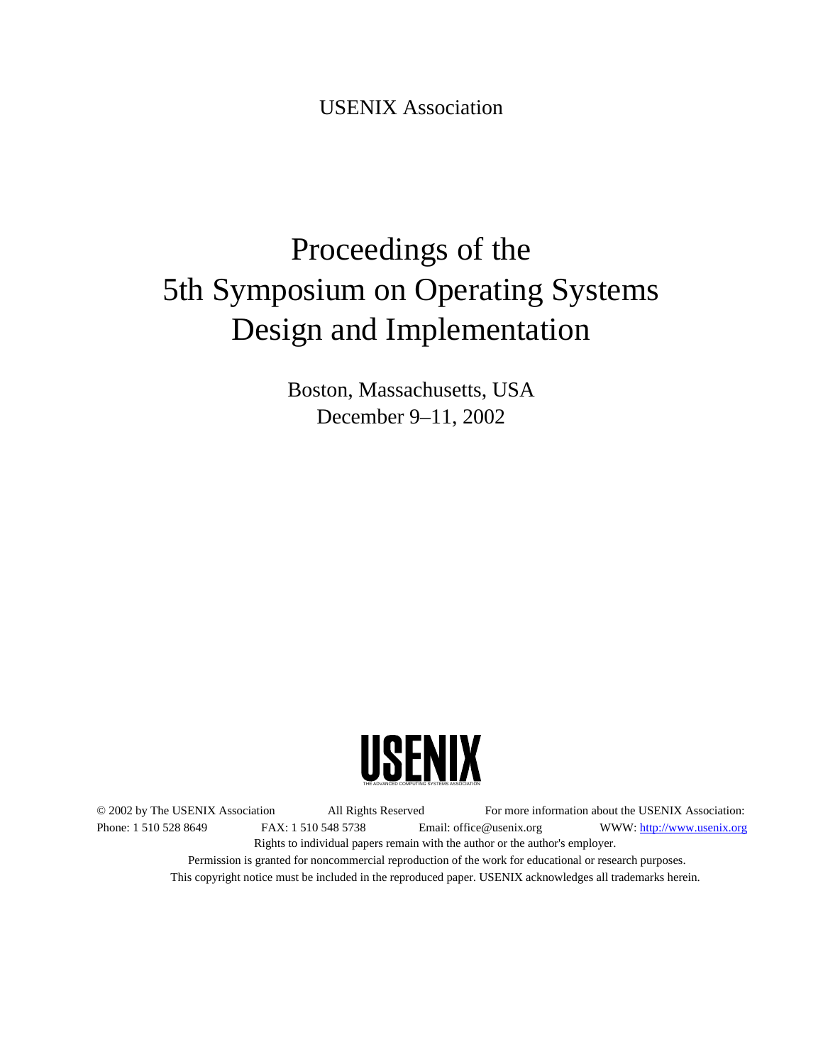USENIX Association

# Proceedings of the 5th Symposium on Operating Systems Design and Implementation

Boston, Massachusetts, USA
December 9–11, 2002

USENIX
THE ADVANCED COMPUTING SYSTEMS ASSOCIATION

© 2002 by The USENIX Association All Rights Reserved For more information about the USENIX Association:
Phone: 1 510 528 8649 FAX: 1 510 548 5738 Email: office@usenix.org WWW: http://www.usenix.org
Rights to individual papers remain with the author or the author's employer.
Permission is granted for noncommercial reproduction of the work for educational or research purposes.
This copyright notice must be included in the reproduced paper. USENIX acknowledges all trademarks herein.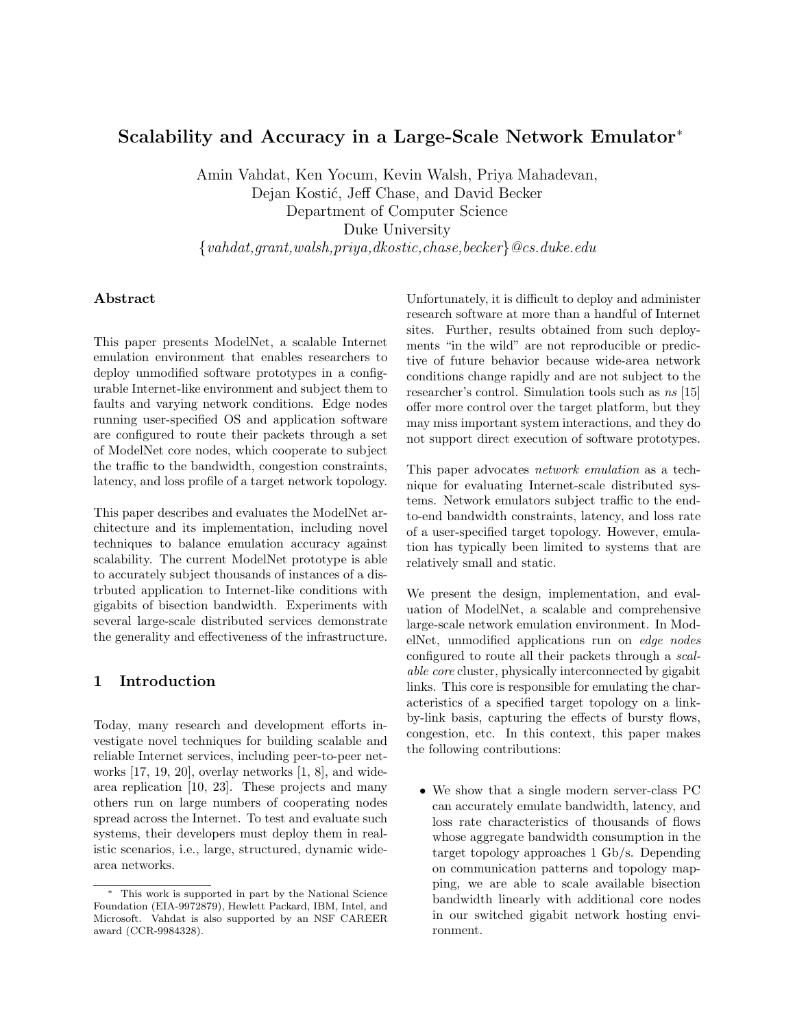# Scalability and Accuracy in a Large-Scale Network Emulator*

Amin Vahdat, Ken Yocum, Kevin Walsh, Priya Mahadevan,
Dejan Kostić, Jeff Chase, and David Becker
Department of Computer Science
Duke University
{*vahdat,grant,walsh,priya,dkostic,chase,becker*}*@cs.duke.edu*

### Abstract

This paper presents ModelNet, a scalable Internet emulation environment that enables researchers to deploy unmodified software prototypes in a configurable Internet-like environment and subject them to faults and varying network conditions. Edge nodes running user-specified OS and application software are configured to route their packets through a set of ModelNet core nodes, which cooperate to subject the traffic to the bandwidth, congestion constraints, latency, and loss profile of a target network topology.

This paper describes and evaluates the ModelNet architecture and its implementation, including novel techniques to balance emulation accuracy against scalability. The current ModelNet prototype is able to accurately subject thousands of instances of a distrbuted application to Internet-like conditions with gigabits of bisection bandwidth. Experiments with several large-scale distributed services demonstrate the generality and effectiveness of the infrastructure.

## 1 Introduction

Today, many research and development efforts investigate novel techniques for building scalable and reliable Internet services, including peer-to-peer networks [17, 19, 20], overlay networks [1, 8], and wide-area replication [10, 23]. These projects and many others run on large numbers of cooperating nodes spread across the Internet. To test and evaluate such systems, their developers must deploy them in realistic scenarios, i.e., large, structured, dynamic wide-area networks.

Unfortunately, it is difficult to deploy and administer research software at more than a handful of Internet sites. Further, results obtained from such deployments "in the wild" are not reproducible or predictive of future behavior because wide-area network conditions change rapidly and are not subject to the researcher's control. Simulation tools such as *ns* [15] offer more control over the target platform, but they may miss important system interactions, and they do not support direct execution of software prototypes.

This paper advocates *network emulation* as a technique for evaluating Internet-scale distributed systems. Network emulators subject traffic to the end-to-end bandwidth constraints, latency, and loss rate of a user-specified target topology. However, emulation has typically been limited to systems that are relatively small and static.

We present the design, implementation, and evaluation of ModelNet, a scalable and comprehensive large-scale network emulation environment. In ModelNet, unmodified applications run on *edge nodes* configured to route all their packets through a *scalable core* cluster, physically interconnected by gigabit links. This core is responsible for emulating the characteristics of a specified target topology on a link-by-link basis, capturing the effects of bursty flows, congestion, etc. In this context, this paper makes the following contributions:

- We show that a single modern server-class PC can accurately emulate bandwidth, latency, and loss rate characteristics of thousands of flows whose aggregate bandwidth consumption in the target topology approaches 1 Gb/s. Depending on communication patterns and topology mapping, we are able to scale available bisection bandwidth linearly with additional core nodes in our switched gigabit network hosting environment.

* This work is supported in part by the National Science Foundation (EIA-9972879), Hewlett Packard, IBM, Intel, and Microsoft. Vahdat is also supported by an NSF CAREER award (CCR-9984328).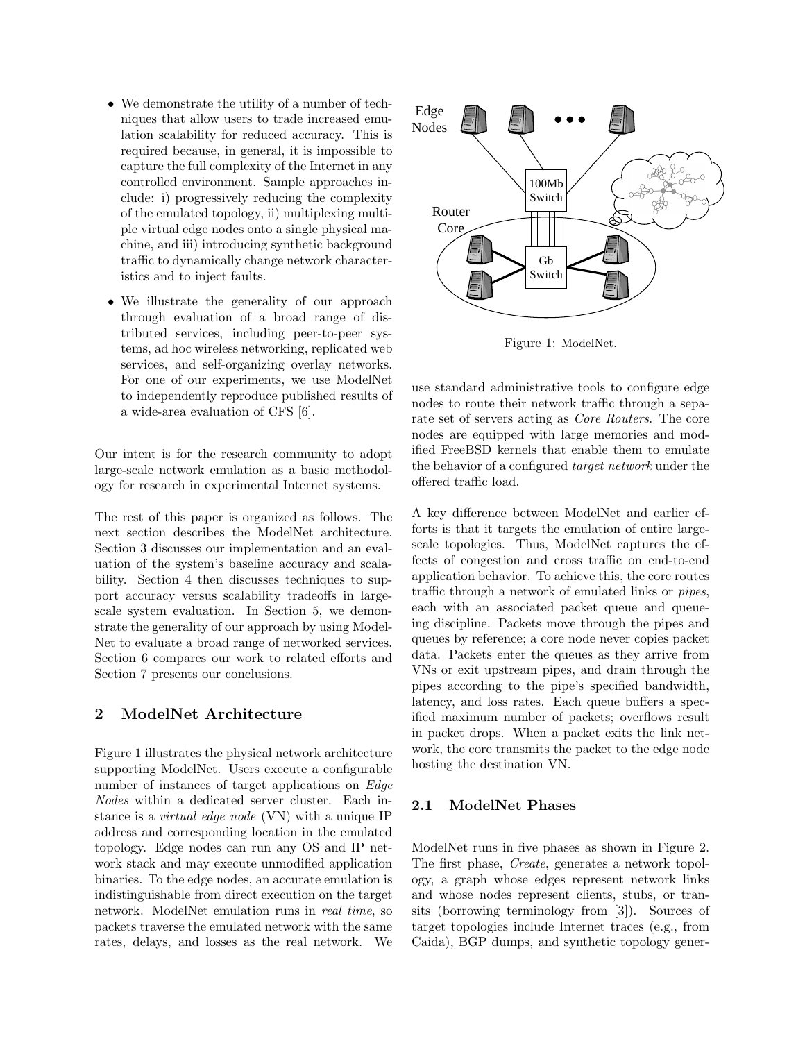- We demonstrate the utility of a number of techniques that allow users to trade increased emulation scalability for reduced accuracy. This is required because, in general, it is impossible to capture the full complexity of the Internet in any controlled environment. Sample approaches include: i) progressively reducing the complexity of the emulated topology, ii) multiplexing multiple virtual edge nodes onto a single physical machine, and iii) introducing synthetic background traffic to dynamically change network characteristics and to inject faults.
- We illustrate the generality of our approach through evaluation of a broad range of distributed services, including peer-to-peer systems, ad hoc wireless networking, replicated web services, and self-organizing overlay networks. For one of our experiments, we use ModelNet to independently reproduce published results of a wide-area evaluation of CFS [6].

Our intent is for the research community to adopt large-scale network emulation as a basic methodology for research in experimental Internet systems.

The rest of this paper is organized as follows. The next section describes the ModelNet architecture. Section 3 discusses our implementation and an evaluation of the system's baseline accuracy and scalability. Section 4 then discusses techniques to support accuracy versus scalability tradeoffs in large-scale system evaluation. In Section 5, we demonstrate the generality of our approach by using ModelNet to evaluate a broad range of networked services. Section 6 compares our work to related efforts and Section 7 presents our conclusions.

## 2 ModelNet Architecture

Figure 1 illustrates the physical network architecture supporting ModelNet. Users execute a configurable number of instances of target applications on *Edge Nodes* within a dedicated server cluster. Each instance is a *virtual edge node* (VN) with a unique IP address and corresponding location in the emulated topology. Edge nodes can run any OS and IP network stack and may execute unmodified application binaries. To the edge nodes, an accurate emulation is indistinguishable from direct execution on the target network. ModelNet emulation runs in *real time*, so packets traverse the emulated network with the same rates, delays, and losses as the real network. We use standard administrative tools to configure edge nodes to route their network traffic through a separate set of servers acting as *Core Routers*. The core nodes are equipped with large memories and modified FreeBSD kernels that enable them to emulate the behavior of a configured *target network* under the offered traffic load.

Edge Nodes

100Mb Switch

Router Core

Gb Switch

Figure 1: ModelNet.

A key difference between ModelNet and earlier efforts is that it targets the emulation of entire large-scale topologies. Thus, ModelNet captures the effects of congestion and cross traffic on end-to-end application behavior. To achieve this, the core routes traffic through a network of emulated links or *pipes*, each with an associated packet queue and queueing discipline. Packets move through the pipes and queues by reference; a core node never copies packet data. Packets enter the queues as they arrive from VNs or exit upstream pipes, and drain through the pipes according to the pipe's specified bandwidth, latency, and loss rates. Each queue buffers a specified maximum number of packets; overflows result in packet drops. When a packet exits the link network, the core transmits the packet to the edge node hosting the destination VN.

### 2.1 ModelNet Phases

ModelNet runs in five phases as shown in Figure 2. The first phase, *Create*, generates a network topology, a graph whose edges represent network links and whose nodes represent clients, stubs, or transits (borrowing terminology from [3]). Sources of target topologies include Internet traces (e.g., from Caida), BGP dumps, and synthetic topology gener-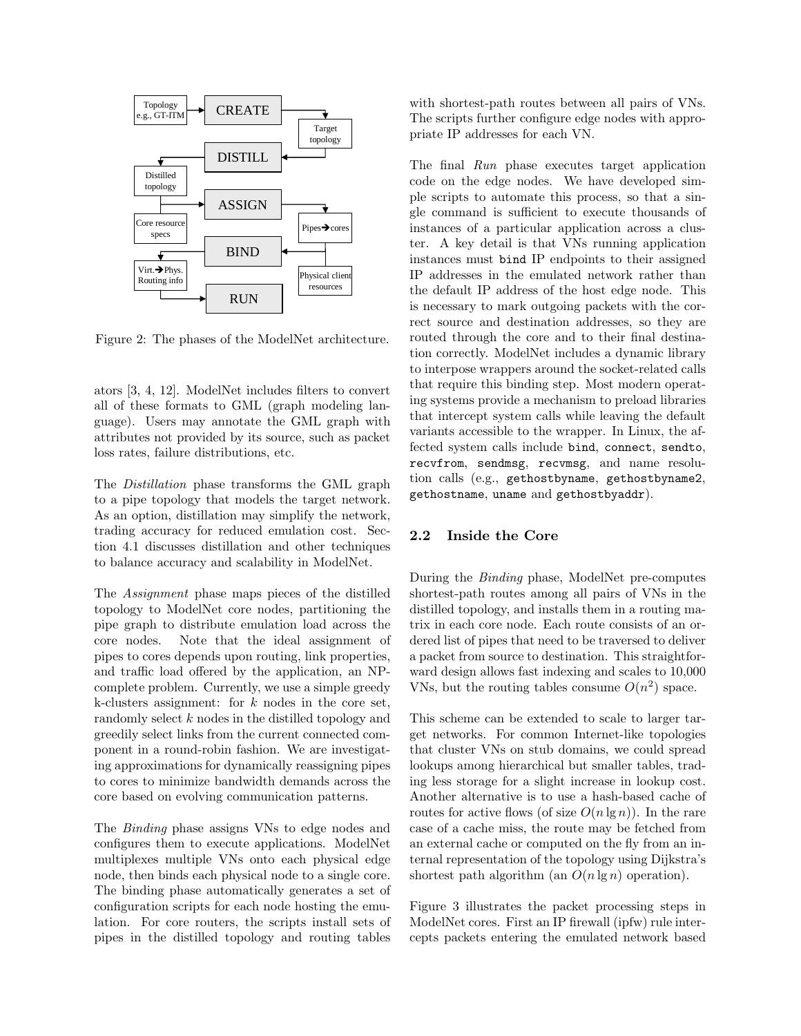Figure 2: The phases of the ModelNet architecture.

ators [3, 4, 12]. ModelNet includes filters to convert all of these formats to GML (graph modeling language). Users may annotate the GML graph with attributes not provided by its source, such as packet loss rates, failure distributions, etc.

The *Distillation* phase transforms the GML graph to a pipe topology that models the target network. As an option, distillation may simplify the network, trading accuracy for reduced emulation cost. Section 4.1 discusses distillation and other techniques to balance accuracy and scalability in ModelNet.

The *Assignment* phase maps pieces of the distilled topology to ModelNet core nodes, partitioning the pipe graph to distribute emulation load across the core nodes. Note that the ideal assignment of pipes to cores depends upon routing, link properties, and traffic load offered by the application, an NP-complete problem. Currently, we use a simple greedy k-clusters assignment: for $k$ nodes in the core set, randomly select $k$ nodes in the distilled topology and greedily select links from the current connected component in a round-robin fashion. We are investigating approximations for dynamically reassigning pipes to cores to minimize bandwidth demands across the core based on evolving communication patterns.

The *Binding* phase assigns VNs to edge nodes and configures them to execute applications. ModelNet multiplexes multiple VNs onto each physical edge node, then binds each physical node to a single core. The binding phase automatically generates a set of configuration scripts for each node hosting the emulation. For core routers, the scripts install sets of pipes in the distilled topology and routing tables with shortest-path routes between all pairs of VNs. The scripts further configure edge nodes with appropriate IP addresses for each VN.

The final *Run* phase executes target application code on the edge nodes. We have developed simple scripts to automate this process, so that a single command is sufficient to execute thousands of instances of a particular application across a cluster. A key detail is that VNs running application instances must `bind` IP endpoints to their assigned IP addresses in the emulated network rather than the default IP address of the host edge node. This is necessary to mark outgoing packets with the correct source and destination addresses, so they are routed through the core and to their final destination correctly. ModelNet includes a dynamic library to interpose wrappers around the socket-related calls that require this binding step. Most modern operating systems provide a mechanism to preload libraries that intercept system calls while leaving the default variants accessible to the wrapper. In Linux, the affected system calls include `bind`, `connect`, `sendto`, `recvfrom`, `sendmsg`, `recvmsg`, and name resolution calls (e.g., `gethostbyname`, `gethostbyname2`, `gethostname`, `uname` and `gethostbyaddr`).

## 2.2 Inside the Core

During the *Binding* phase, ModelNet pre-computes shortest-path routes among all pairs of VNs in the distilled topology, and installs them in a routing matrix in each core node. Each route consists of an ordered list of pipes that need to be traversed to deliver a packet from source to destination. This straightforward design allows fast indexing and scales to 10,000 VNs, but the routing tables consume $O(n^2)$ space.

This scheme can be extended to scale to larger target networks. For common Internet-like topologies that cluster VNs on stub domains, we could spread lookups among hierarchical but smaller tables, trading less storage for a slight increase in lookup cost. Another alternative is to use a hash-based cache of routes for active flows (of size $O(n \lg n)$). In the rare case of a cache miss, the route may be fetched from an external cache or computed on the fly from an internal representation of the topology using Dijkstra's shortest path algorithm (an $O(n \lg n)$ operation).

Figure 3 illustrates the packet processing steps in ModelNet cores. First an IP firewall (ipfw) rule intercepts packets entering the emulated network based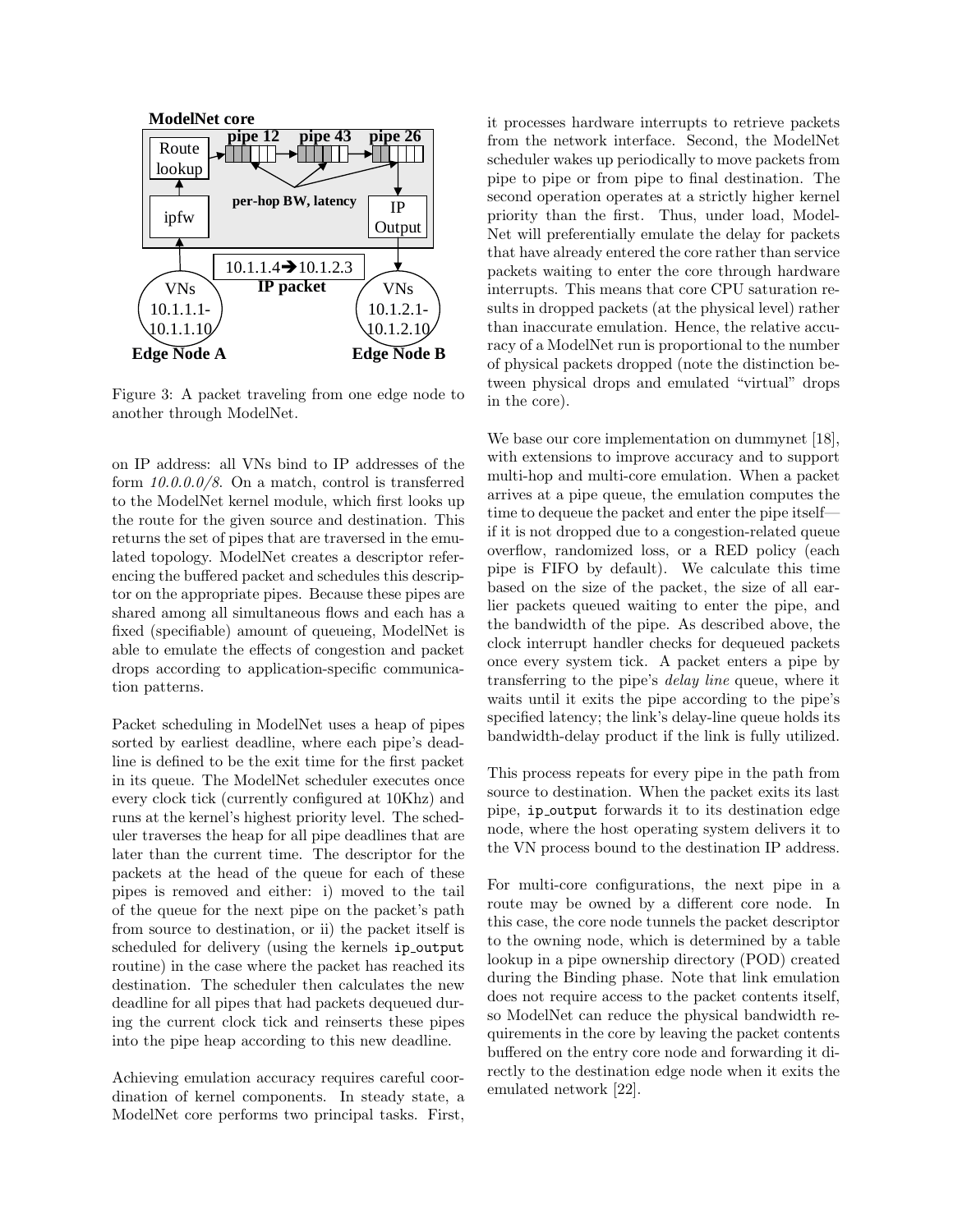ModelNet core

pipe 12 pipe 43 pipe 26

Route lookup

ipfw

per-hop BW, latency

IP Output

10.1.1.4→10.1.2.3

IP packet

VNs 10.1.1.1-10.1.1.10

Edge Node A

VNs 10.1.2.1-10.1.2.10

Edge Node B

Figure 3: A packet traveling from one edge node to another through ModelNet.

on IP address: all VNs bind to IP addresses of the form *10.0.0.0/8*. On a match, control is transferred to the ModelNet kernel module, which first looks up the route for the given source and destination. This returns the set of pipes that are traversed in the emulated topology. ModelNet creates a descriptor referencing the buffered packet and schedules this descriptor on the appropriate pipes. Because these pipes are shared among all simultaneous flows and each has a fixed (specifiable) amount of queueing, ModelNet is able to emulate the effects of congestion and packet drops according to application-specific communication patterns.

Packet scheduling in ModelNet uses a heap of pipes sorted by earliest deadline, where each pipe's deadline is defined to be the exit time for the first packet in its queue. The ModelNet scheduler executes once every clock tick (currently configured at 10Khz) and runs at the kernel's highest priority level. The scheduler traverses the heap for all pipe deadlines that are later than the current time. The descriptor for the packets at the head of the queue for each of these pipes is removed and either: i) moved to the tail of the queue for the next pipe on the packet's path from source to destination, or ii) the packet itself is scheduled for delivery (using the kernels `ip_output` routine) in the case where the packet has reached its destination. The scheduler then calculates the new deadline for all pipes that had packets dequeued during the current clock tick and reinserts these pipes into the pipe heap according to this new deadline.

Achieving emulation accuracy requires careful coordination of kernel components. In steady state, a ModelNet core performs two principal tasks. First, it processes hardware interrupts to retrieve packets from the network interface. Second, the ModelNet scheduler wakes up periodically to move packets from pipe to pipe or from pipe to final destination. The second operation operates at a strictly higher kernel priority than the first. Thus, under load, ModelNet will preferentially emulate the delay for packets that have already entered the core rather than service packets waiting to enter the core through hardware interrupts. This means that core CPU saturation results in dropped packets (at the physical level) rather than inaccurate emulation. Hence, the relative accuracy of a ModelNet run is proportional to the number of physical packets dropped (note the distinction between physical drops and emulated "virtual" drops in the core).

We base our core implementation on dummynet [18], with extensions to improve accuracy and to support multi-hop and multi-core emulation. When a packet arrives at a pipe queue, the emulation computes the time to dequeue the packet and enter the pipe itself—if it is not dropped due to a congestion-related queue overflow, randomized loss, or a RED policy (each pipe is FIFO by default). We calculate this time based on the size of the packet, the size of all earlier packets queued waiting to enter the pipe, and the bandwidth of the pipe. As described above, the clock interrupt handler checks for dequeued packets once every system tick. A packet enters a pipe by transferring to the pipe's *delay line* queue, where it waits until it exits the pipe according to the pipe's specified latency; the link's delay-line queue holds its bandwidth-delay product if the link is fully utilized.

This process repeats for every pipe in the path from source to destination. When the packet exits its last pipe, `ip_output` forwards it to its destination edge node, where the host operating system delivers it to the VN process bound to the destination IP address.

For multi-core configurations, the next pipe in a route may be owned by a different core node. In this case, the core node tunnels the packet descriptor to the owning node, which is determined by a table lookup in a pipe ownership directory (POD) created during the Binding phase. Note that link emulation does not require access to the packet contents itself, so ModelNet can reduce the physical bandwidth requirements in the core by leaving the packet contents buffered on the entry core node and forwarding it directly to the destination edge node when it exits the emulated network [22].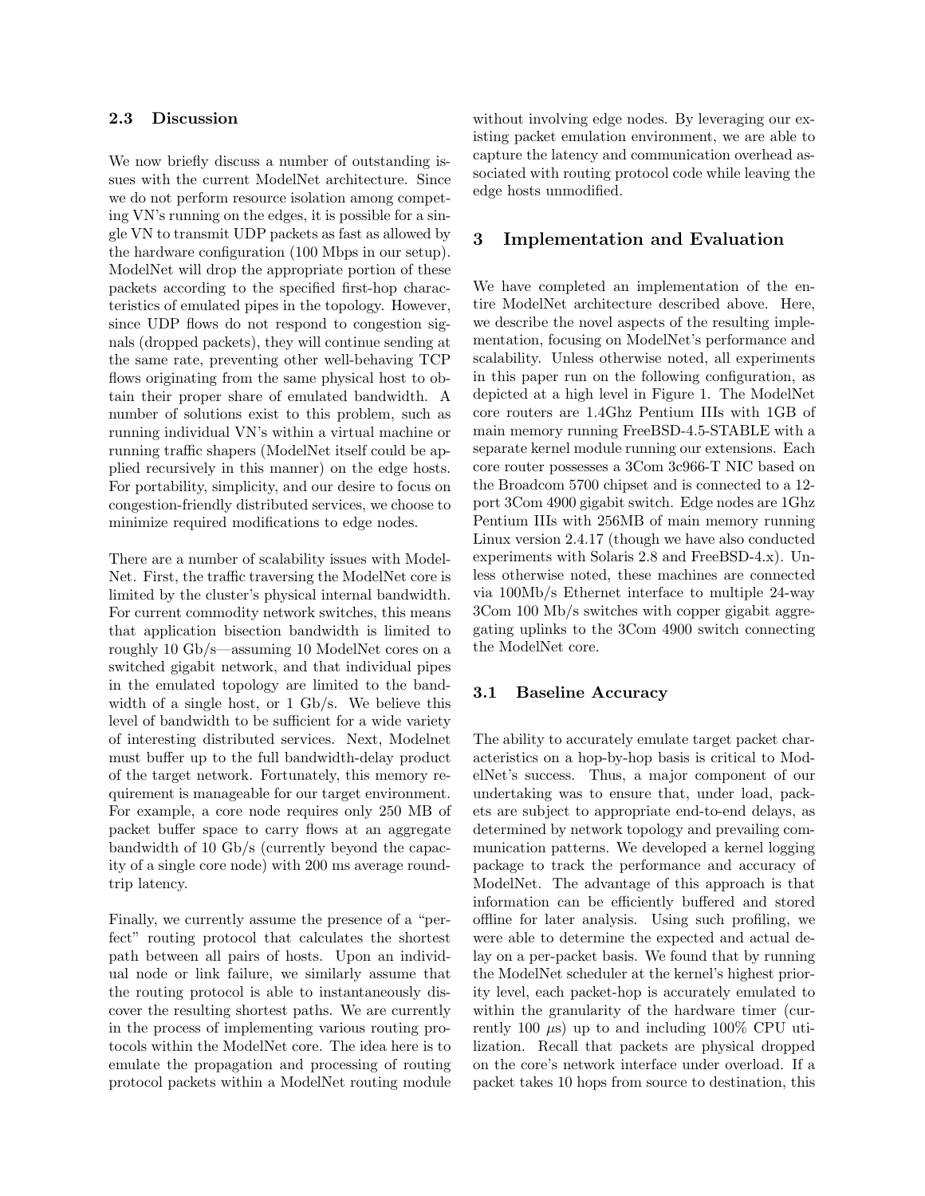### 2.3 Discussion

We now briefly discuss a number of outstanding issues with the current ModelNet architecture. Since we do not perform resource isolation among competing VN's running on the edges, it is possible for a single VN to transmit UDP packets as fast as allowed by the hardware configuration (100 Mbps in our setup). ModelNet will drop the appropriate portion of these packets according to the specified first-hop characteristics of emulated pipes in the topology. However, since UDP flows do not respond to congestion signals (dropped packets), they will continue sending at the same rate, preventing other well-behaving TCP flows originating from the same physical host to obtain their proper share of emulated bandwidth. A number of solutions exist to this problem, such as running individual VN's within a virtual machine or running traffic shapers (ModelNet itself could be applied recursively in this manner) on the edge hosts. For portability, simplicity, and our desire to focus on congestion-friendly distributed services, we choose to minimize required modifications to edge nodes.

There are a number of scalability issues with ModelNet. First, the traffic traversing the ModelNet core is limited by the cluster's physical internal bandwidth. For current commodity network switches, this means that application bisection bandwidth is limited to roughly 10 Gb/s—assuming 10 ModelNet cores on a switched gigabit network, and that individual pipes in the emulated topology are limited to the bandwidth of a single host, or 1 Gb/s. We believe this level of bandwidth to be sufficient for a wide variety of interesting distributed services. Next, Modelnet must buffer up to the full bandwidth-delay product of the target network. Fortunately, this memory requirement is manageable for our target environment. For example, a core node requires only 250 MB of packet buffer space to carry flows at an aggregate bandwidth of 10 Gb/s (currently beyond the capacity of a single core node) with 200 ms average round-trip latency.

Finally, we currently assume the presence of a "perfect" routing protocol that calculates the shortest path between all pairs of hosts. Upon an individual node or link failure, we similarly assume that the routing protocol is able to instantaneously discover the resulting shortest paths. We are currently in the process of implementing various routing protocols within the ModelNet core. The idea here is to emulate the propagation and processing of routing protocol packets within a ModelNet routing module without involving edge nodes. By leveraging our existing packet emulation environment, we are able to capture the latency and communication overhead associated with routing protocol code while leaving the edge hosts unmodified.

## 3 Implementation and Evaluation

We have completed an implementation of the entire ModelNet architecture described above. Here, we describe the novel aspects of the resulting implementation, focusing on ModelNet's performance and scalability. Unless otherwise noted, all experiments in this paper run on the following configuration, as depicted at a high level in Figure 1. The ModelNet core routers are 1.4Ghz Pentium IIIs with 1GB of main memory running FreeBSD-4.5-STABLE with a separate kernel module running our extensions. Each core router possesses a 3Com 3c966-T NIC based on the Broadcom 5700 chipset and is connected to a 12-port 3Com 4900 gigabit switch. Edge nodes are 1Ghz Pentium IIIs with 256MB of main memory running Linux version 2.4.17 (though we have also conducted experiments with Solaris 2.8 and FreeBSD-4.x). Unless otherwise noted, these machines are connected via 100Mb/s Ethernet interface to multiple 24-way 3Com 100 Mb/s switches with copper gigabit aggregating uplinks to the 3Com 4900 switch connecting the ModelNet core.

### 3.1 Baseline Accuracy

The ability to accurately emulate target packet characteristics on a hop-by-hop basis is critical to ModelNet's success. Thus, a major component of our undertaking was to ensure that, under load, packets are subject to appropriate end-to-end delays, as determined by network topology and prevailing communication patterns. We developed a kernel logging package to track the performance and accuracy of ModelNet. The advantage of this approach is that information can be efficiently buffered and stored offline for later analysis. Using such profiling, we were able to determine the expected and actual delay on a per-packet basis. We found that by running the ModelNet scheduler at the kernel's highest priority level, each packet-hop is accurately emulated to within the granularity of the hardware timer (currently 100 $\mu$s) up to and including 100% CPU utilization. Recall that packets are physical dropped on the core's network interface under overload. If a packet takes 10 hops from source to destination, this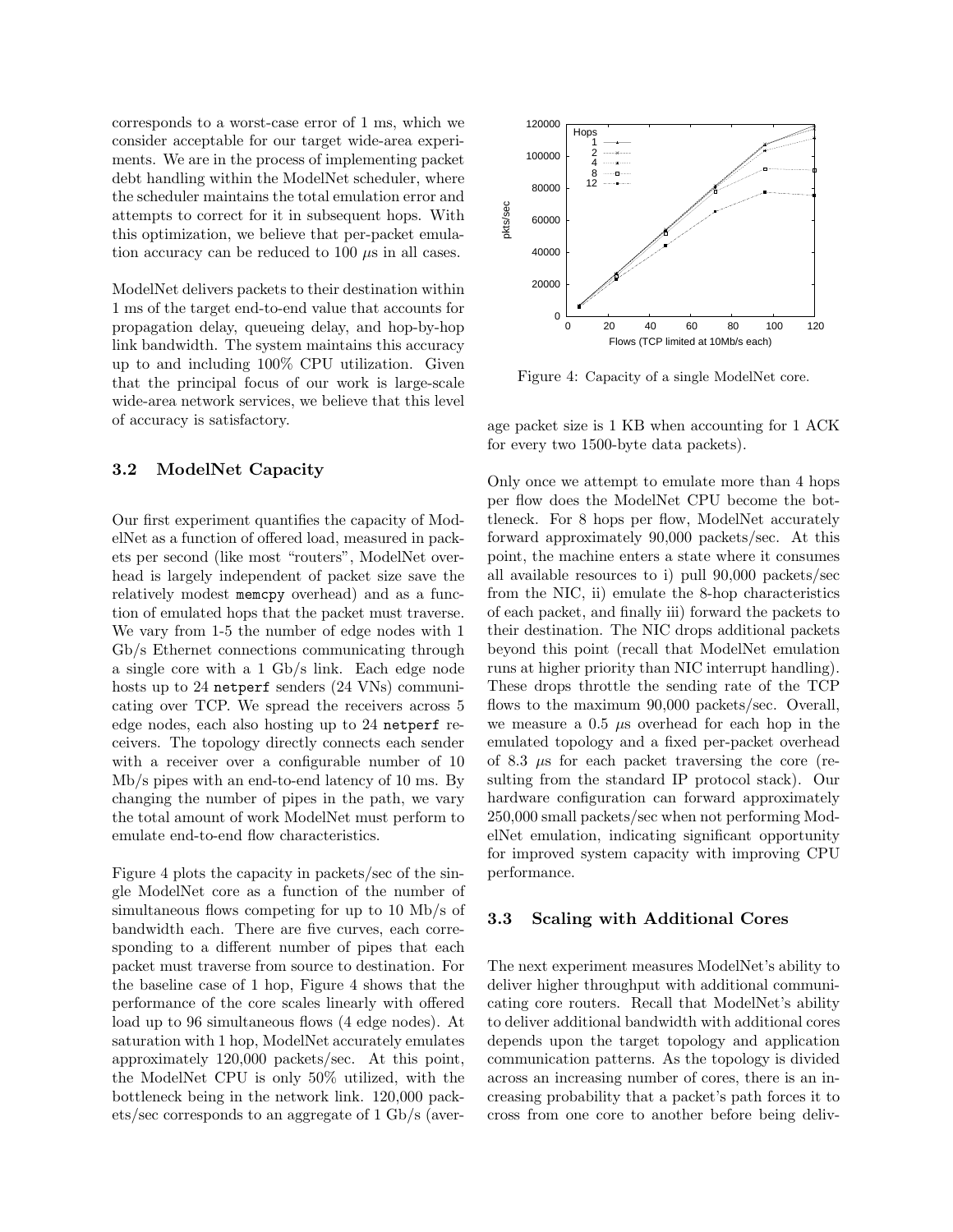corresponds to a worst-case error of 1 ms, which we consider acceptable for our target wide-area experiments. We are in the process of implementing packet debt handling within the ModelNet scheduler, where the scheduler maintains the total emulation error and attempts to correct for it in subsequent hops. With this optimization, we believe that per-packet emulation accuracy can be reduced to 100 $\mu$s in all cases.

ModelNet delivers packets to their destination within 1 ms of the target end-to-end value that accounts for propagation delay, queueing delay, and hop-by-hop link bandwidth. The system maintains this accuracy up to and including 100% CPU utilization. Given that the principal focus of our work is large-scale wide-area network services, we believe that this level of accuracy is satisfactory.

### 3.2 ModelNet Capacity

Our first experiment quantifies the capacity of ModelNet as a function of offered load, measured in packets per second (like most "routers", ModelNet overhead is largely independent of packet size save the relatively modest memcpy overhead) and as a function of emulated hops that the packet must traverse. We vary from 1-5 the number of edge nodes with 1 Gb/s Ethernet connections communicating through a single core with a 1 Gb/s link. Each edge node hosts up to 24 netperf senders (24 VNs) communicating over TCP. We spread the receivers across 5 edge nodes, each also hosting up to 24 netperf receivers. The topology directly connects each sender with a receiver over a configurable number of 10 Mb/s pipes with an end-to-end latency of 10 ms. By changing the number of pipes in the path, we vary the total amount of work ModelNet must perform to emulate end-to-end flow characteristics.

Figure 4 plots the capacity in packets/sec of the single ModelNet core as a function of the number of simultaneous flows competing for up to 10 Mb/s of bandwidth each. There are five curves, each corresponding to a different number of pipes that each packet must traverse from source to destination. For the baseline case of 1 hop, Figure 4 shows that the performance of the core scales linearly with offered load up to 96 simultaneous flows (4 edge nodes). At saturation with 1 hop, ModelNet accurately emulates approximately 120,000 packets/sec. At this point, the ModelNet CPU is only 50% utilized, with the bottleneck being in the network link. 120,000 packets/sec corresponds to an aggregate of 1 Gb/s (average packet size is 1 KB when accounting for 1 ACK for every two 1500-byte data packets).

Figure 4: Capacity of a single ModelNet core.

Only once we attempt to emulate more than 4 hops per flow does the ModelNet CPU become the bottleneck. For 8 hops per flow, ModelNet accurately forward approximately 90,000 packets/sec. At this point, the machine enters a state where it consumes all available resources to i) pull 90,000 packets/sec from the NIC, ii) emulate the 8-hop characteristics of each packet, and finally iii) forward the packets to their destination. The NIC drops additional packets beyond this point (recall that ModelNet emulation runs at higher priority than NIC interrupt handling). These drops throttle the sending rate of the TCP flows to the maximum 90,000 packets/sec. Overall, we measure a 0.5 $\mu$s overhead for each hop in the emulated topology and a fixed per-packet overhead of 8.3 $\mu$s for each packet traversing the core (resulting from the standard IP protocol stack). Our hardware configuration can forward approximately 250,000 small packets/sec when not performing ModelNet emulation, indicating significant opportunity for improved system capacity with improving CPU performance.

### 3.3 Scaling with Additional Cores

The next experiment measures ModelNet's ability to deliver higher throughput with additional communicating core routers. Recall that ModelNet's ability to deliver additional bandwidth with additional cores depends upon the target topology and application communication patterns. As the topology is divided across an increasing number of cores, there is an increasing probability that a packet's path forces it to cross from one core to another before being deliv-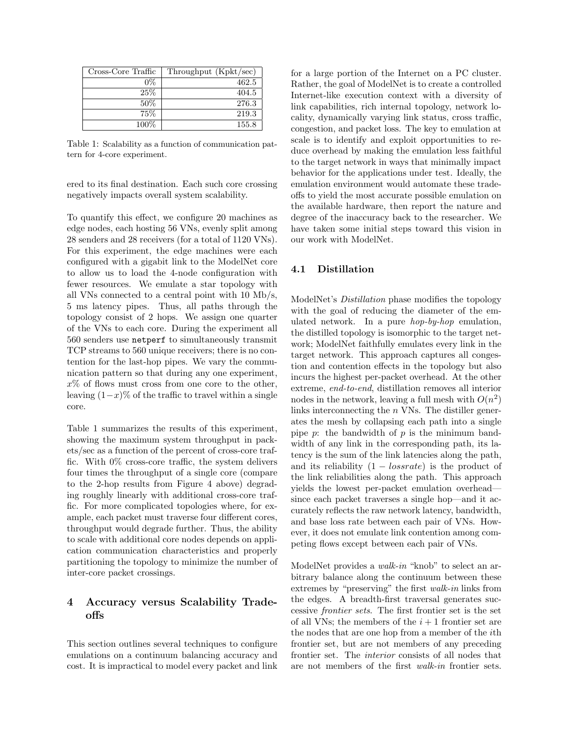| Cross-Core Traffic | Throughput (Kpkt/sec) |
|---|---|
| 0% | 462.5 |
| 25% | 404.5 |
| 50% | 276.3 |
| 75% | 219.3 |
| 100% | 155.8 |

Table 1: Scalability as a function of communication pattern for 4-core experiment.

ered to its final destination. Each such core crossing negatively impacts overall system scalability.

To quantify this effect, we configure 20 machines as edge nodes, each hosting 56 VNs, evenly split among 28 senders and 28 receivers (for a total of 1120 VNs). For this experiment, the edge machines were each configured with a gigabit link to the ModelNet core to allow us to load the 4-node configuration with fewer resources. We emulate a star topology with all VNs connected to a central point with 10 Mb/s, 5 ms latency pipes. Thus, all paths through the topology consist of 2 hops. We assign one quarter of the VNs to each core. During the experiment all 560 senders use `netperf` to simultaneously transmit TCP streams to 560 unique receivers; there is no contention for the last-hop pipes. We vary the communication pattern so that during any one experiment, $x$% of flows must cross from one core to the other, leaving $(1-x)$% of the traffic to travel within a single core.

Table 1 summarizes the results of this experiment, showing the maximum system throughput in packets/sec as a function of the percent of cross-core traffic. With 0% cross-core traffic, the system delivers four times the throughput of a single core (compare to the 2-hop results from Figure 4 above) degrading roughly linearly with additional cross-core traffic. For more complicated topologies where, for example, each packet must traverse four different cores, throughput would degrade further. Thus, the ability to scale with additional core nodes depends on application communication characteristics and properly partitioning the topology to minimize the number of inter-core packet crossings.

## 4 Accuracy versus Scalability Tradeoffs

This section outlines several techniques to configure emulations on a continuum balancing accuracy and cost. It is impractical to model every packet and link for a large portion of the Internet on a PC cluster. Rather, the goal of ModelNet is to create a controlled Internet-like execution context with a diversity of link capabilities, rich internal topology, network locality, dynamically varying link status, cross traffic, congestion, and packet loss. The key to emulation at scale is to identify and exploit opportunities to reduce overhead by making the emulation less faithful to the target network in ways that minimally impact behavior for the applications under test. Ideally, the emulation environment would automate these tradeoffs to yield the most accurate possible emulation on the available hardware, then report the nature and degree of the inaccuracy back to the researcher. We have taken some initial steps toward this vision in our work with ModelNet.

### 4.1 Distillation

ModelNet's *Distillation* phase modifies the topology with the goal of reducing the diameter of the emulated network. In a pure *hop-by-hop* emulation, the distilled topology is isomorphic to the target network; ModelNet faithfully emulates every link in the target network. This approach captures all congestion and contention effects in the topology but also incurs the highest per-packet overhead. At the other extreme, *end-to-end*, distillation removes all interior nodes in the network, leaving a full mesh with $O(n^2)$ links interconnecting the $n$ VNs. The distiller generates the mesh by collapsing each path into a single pipe $p$: the bandwidth of $p$ is the minimum bandwidth of any link in the corresponding path, its latency is the sum of the link latencies along the path, and its reliability $(1 - lossrate)$ is the product of the link reliabilities along the path. This approach yields the lowest per-packet emulation overhead—since each packet traverses a single hop—and it accurately reflects the raw network latency, bandwidth, and base loss rate between each pair of VNs. However, it does not emulate link contention among competing flows except between each pair of VNs.

ModelNet provides a *walk-in* "knob" to select an arbitrary balance along the continuum between these extremes by "preserving" the first *walk-in* links from the edges. A breadth-first traversal generates successive *frontier sets*. The first frontier set is the set of all VNs; the members of the $i+1$ frontier set are the nodes that are one hop from a member of the $i$th frontier set, but are not members of any preceding frontier set. The *interior* consists of all nodes that are not members of the first *walk-in* frontier sets.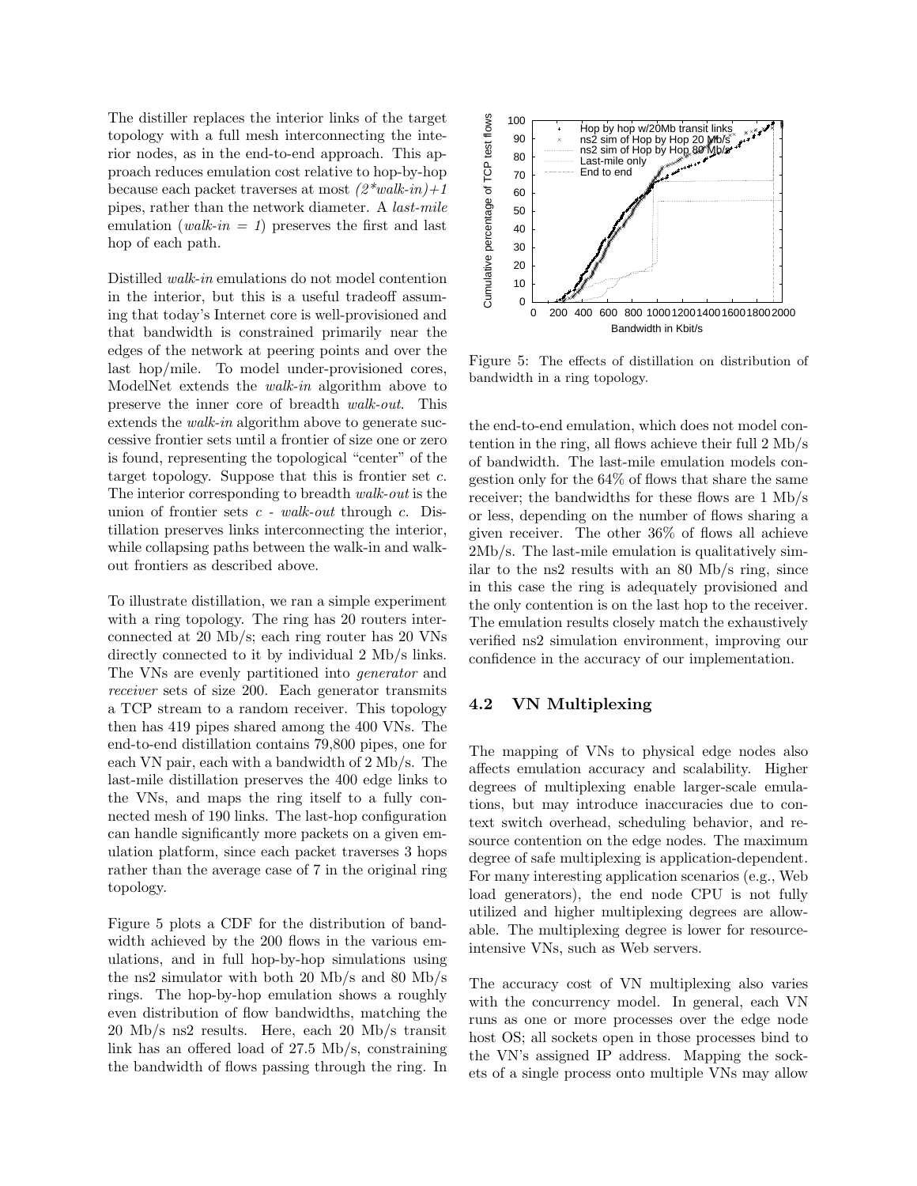The distiller replaces the interior links of the target topology with a full mesh interconnecting the interior nodes, as in the end-to-end approach. This approach reduces emulation cost relative to hop-by-hop because each packet traverses at most *(2\*walk-in)+1* pipes, rather than the network diameter. A *last-mile* emulation (*walk-in = 1*) preserves the first and last hop of each path.

Distilled *walk-in* emulations do not model contention in the interior, but this is a useful tradeoff assuming that today's Internet core is well-provisioned and that bandwidth is constrained primarily near the edges of the network at peering points and over the last hop/mile. To model under-provisioned cores, ModelNet extends the *walk-in* algorithm above to preserve the inner core of breadth *walk-out*. This extends the *walk-in* algorithm above to generate successive frontier sets until a frontier of size one or zero is found, representing the topological "center" of the target topology. Suppose that this is frontier set *c*. The interior corresponding to breadth *walk-out* is the union of frontier sets *c - walk-out* through *c*. Distillation preserves links interconnecting the interior, while collapsing paths between the walk-in and walk-out frontiers as described above.

To illustrate distillation, we ran a simple experiment with a ring topology. The ring has 20 routers interconnected at 20 Mb/s; each ring router has 20 VNs directly connected to it by individual 2 Mb/s links. The VNs are evenly partitioned into *generator* and *receiver* sets of size 200. Each generator transmits a TCP stream to a random receiver. This topology then has 419 pipes shared among the 400 VNs. The end-to-end distillation contains 79,800 pipes, one for each VN pair, each with a bandwidth of 2 Mb/s. The last-mile distillation preserves the 400 edge links to the VNs, and maps the ring itself to a fully connected mesh of 190 links. The last-hop configuration can handle significantly more packets on a given emulation platform, since each packet traverses 3 hops rather than the average case of 7 in the original ring topology.

Figure 5 plots a CDF for the distribution of bandwidth achieved by the 200 flows in the various emulations, and in full hop-by-hop simulations using the ns2 simulator with both 20 Mb/s and 80 Mb/s rings. The hop-by-hop emulation shows a roughly even distribution of flow bandwidths, matching the 20 Mb/s ns2 results. Here, each 20 Mb/s transit link has an offered load of 27.5 Mb/s, constraining the bandwidth of flows passing through the ring. In the end-to-end emulation, which does not model contention in the ring, all flows achieve their full 2 Mb/s of bandwidth. The last-mile emulation models congestion only for the 64% of flows that share the same receiver; the bandwidths for these flows are 1 Mb/s or less, depending on the number of flows sharing a given receiver. The other 36% of flows all achieve 2Mb/s. The last-mile emulation is qualitatively similar to the ns2 results with an 80 Mb/s ring, since in this case the ring is adequately provisioned and the only contention is on the last hop to the receiver. The emulation results closely match the exhaustively verified ns2 simulation environment, improving our confidence in the accuracy of our implementation.

Figure 5: The effects of distillation on distribution of bandwidth in a ring topology.

## 4.2 VN Multiplexing

The mapping of VNs to physical edge nodes also affects emulation accuracy and scalability. Higher degrees of multiplexing enable larger-scale emulations, but may introduce inaccuracies due to context switch overhead, scheduling behavior, and resource contention on the edge nodes. The maximum degree of safe multiplexing is application-dependent. For many interesting application scenarios (e.g., Web load generators), the end node CPU is not fully utilized and higher multiplexing degrees are allowable. The multiplexing degree is lower for resource-intensive VNs, such as Web servers.

The accuracy cost of VN multiplexing also varies with the concurrency model. In general, each VN runs as one or more processes over the edge node host OS; all sockets open in those processes bind to the VN's assigned IP address. Mapping the sockets of a single process onto multiple VNs may allow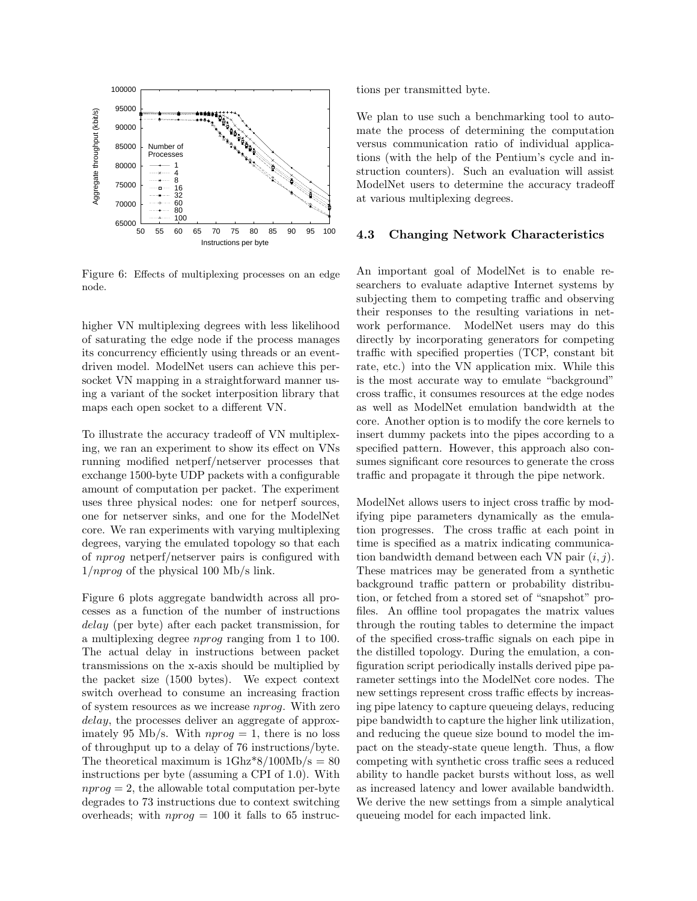Figure 6: Effects of multiplexing processes on an edge node.

higher VN multiplexing degrees with less likelihood of saturating the edge node if the process manages its concurrency efficiently using threads or an event-driven model. ModelNet users can achieve this per-socket VN mapping in a straightforward manner using a variant of the socket interposition library that maps each open socket to a different VN.

To illustrate the accuracy tradeoff of VN multiplexing, we ran an experiment to show its effect on VNs running modified netperf/netserver processes that exchange 1500-byte UDP packets with a configurable amount of computation per packet. The experiment uses three physical nodes: one for netperf sources, one for netserver sinks, and one for the ModelNet core. We ran experiments with varying multiplexing degrees, varying the emulated topology so that each of *nprog* netperf/netserver pairs is configured with $1/nprog$ of the physical 100 Mb/s link.

Figure 6 plots aggregate bandwidth across all processes as a function of the number of instructions *delay* (per byte) after each packet transmission, for a multiplexing degree *nprog* ranging from 1 to 100. The actual delay in instructions between packet transmissions on the x-axis should be multiplied by the packet size (1500 bytes). We expect context switch overhead to consume an increasing fraction of system resources as we increase *nprog*. With zero *delay*, the processes deliver an aggregate of approximately 95 Mb/s. With $nprog = 1$, there is no loss of throughput up to a delay of 76 instructions/byte. The theoretical maximum is $1\text{Ghz}*8/100\text{Mb/s} = 80$ instructions per byte (assuming a CPI of 1.0). With $nprog = 2$, the allowable total computation per-byte degrades to 73 instructions due to context switching overheads; with $nprog = 100$ it falls to 65 instructions per transmitted byte.

We plan to use such a benchmarking tool to automate the process of determining the computation versus communication ratio of individual applications (with the help of the Pentium's cycle and instruction counters). Such an evaluation will assist ModelNet users to determine the accuracy tradeoff at various multiplexing degrees.

### 4.3 Changing Network Characteristics

An important goal of ModelNet is to enable researchers to evaluate adaptive Internet systems by subjecting them to competing traffic and observing their responses to the resulting variations in network performance. ModelNet users may do this directly by incorporating generators for competing traffic with specified properties (TCP, constant bit rate, etc.) into the VN application mix. While this is the most accurate way to emulate "background" cross traffic, it consumes resources at the edge nodes as well as ModelNet emulation bandwidth at the core. Another option is to modify the core kernels to insert dummy packets into the pipes according to a specified pattern. However, this approach also consumes significant core resources to generate the cross traffic and propagate it through the pipe network.

ModelNet allows users to inject cross traffic by modifying pipe parameters dynamically as the emulation progresses. The cross traffic at each point in time is specified as a matrix indicating communication bandwidth demand between each VN pair $(i, j)$. These matrices may be generated from a synthetic background traffic pattern or probability distribution, or fetched from a stored set of "snapshot" profiles. An offline tool propagates the matrix values through the routing tables to determine the impact of the specified cross-traffic signals on each pipe in the distilled topology. During the emulation, a configuration script periodically installs derived pipe parameter settings into the ModelNet core nodes. The new settings represent cross traffic effects by increasing pipe latency to capture queueing delays, reducing pipe bandwidth to capture the higher link utilization, and reducing the queue size bound to model the impact on the steady-state queue length. Thus, a flow competing with synthetic cross traffic sees a reduced ability to handle packet bursts without loss, as well as increased latency and lower available bandwidth. We derive the new settings from a simple analytical queueing model for each impacted link.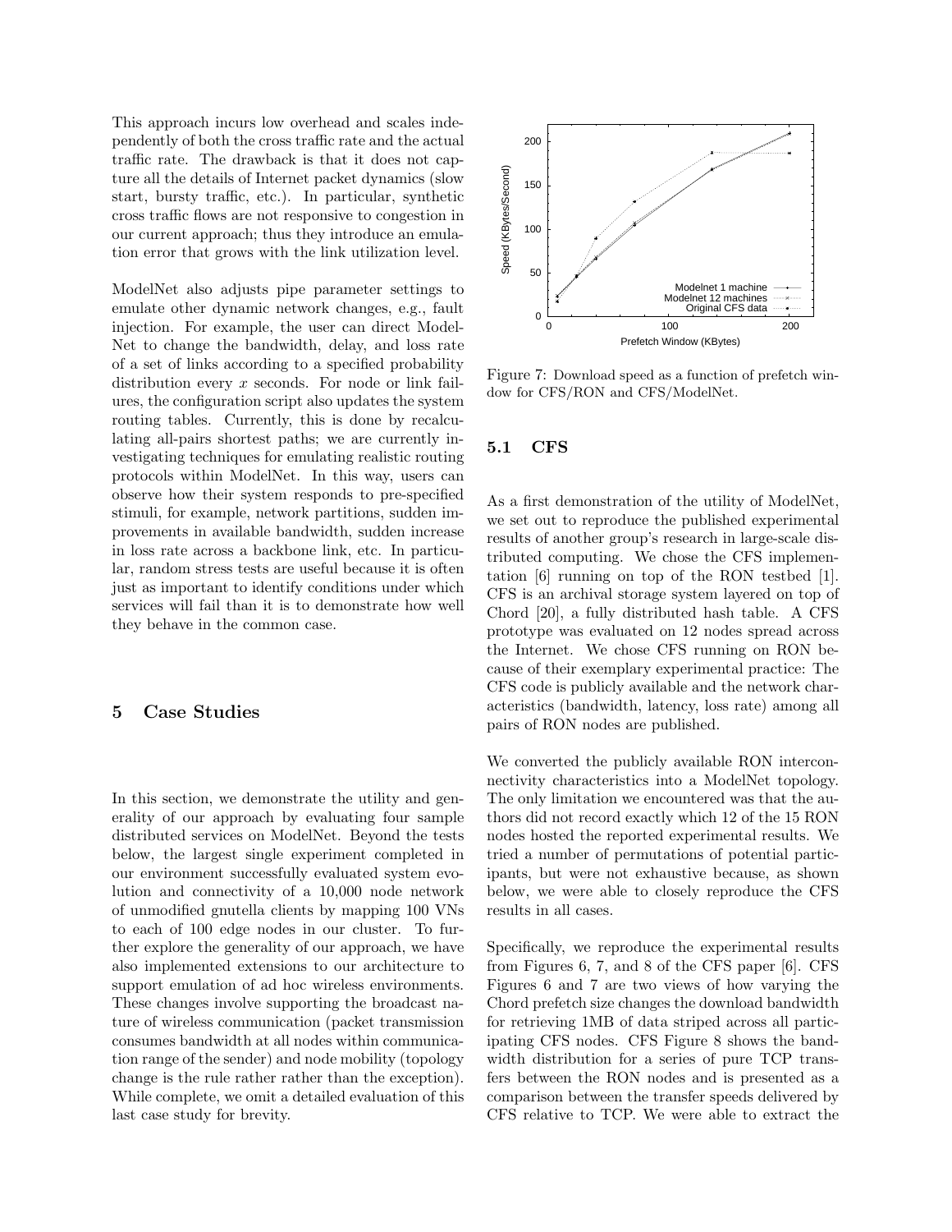This approach incurs low overhead and scales independently of both the cross traffic rate and the actual traffic rate. The drawback is that it does not capture all the details of Internet packet dynamics (slow start, bursty traffic, etc.). In particular, synthetic cross traffic flows are not responsive to congestion in our current approach; thus they introduce an emulation error that grows with the link utilization level.

ModelNet also adjusts pipe parameter settings to emulate other dynamic network changes, e.g., fault injection. For example, the user can direct ModelNet to change the bandwidth, delay, and loss rate of a set of links according to a specified probability distribution every $x$ seconds. For node or link failures, the configuration script also updates the system routing tables. Currently, this is done by recalculating all-pairs shortest paths; we are currently investigating techniques for emulating realistic routing protocols within ModelNet. In this way, users can observe how their system responds to pre-specified stimuli, for example, network partitions, sudden improvements in available bandwidth, sudden increase in loss rate across a backbone link, etc. In particular, random stress tests are useful because it is often just as important to identify conditions under which services will fail than it is to demonstrate how well they behave in the common case.

## 5 Case Studies

In this section, we demonstrate the utility and generality of our approach by evaluating four sample distributed services on ModelNet. Beyond the tests below, the largest single experiment completed in our environment successfully evaluated system evolution and connectivity of a 10,000 node network of unmodified gnutella clients by mapping 100 VNs to each of 100 edge nodes in our cluster. To further explore the generality of our approach, we have also implemented extensions to our architecture to support emulation of ad hoc wireless environments. These changes involve supporting the broadcast nature of wireless communication (packet transmission consumes bandwidth at all nodes within communication range of the sender) and node mobility (topology change is the rule rather rather than the exception). While complete, we omit a detailed evaluation of this last case study for brevity.

Figure 7: Download speed as a function of prefetch window for CFS/RON and CFS/ModelNet.

### 5.1 CFS

As a first demonstration of the utility of ModelNet, we set out to reproduce the published experimental results of another group's research in large-scale distributed computing. We chose the CFS implementation [6] running on top of the RON testbed [1]. CFS is an archival storage system layered on top of Chord [20], a fully distributed hash table. A CFS prototype was evaluated on 12 nodes spread across the Internet. We chose CFS running on RON because of their exemplary experimental practice: The CFS code is publicly available and the network characteristics (bandwidth, latency, loss rate) among all pairs of RON nodes are published.

We converted the publicly available RON interconnectivity characteristics into a ModelNet topology. The only limitation we encountered was that the authors did not record exactly which 12 of the 15 RON nodes hosted the reported experimental results. We tried a number of permutations of potential participants, but were not exhaustive because, as shown below, we were able to closely reproduce the CFS results in all cases.

Specifically, we reproduce the experimental results from Figures 6, 7, and 8 of the CFS paper [6]. CFS Figures 6 and 7 are two views of how varying the Chord prefetch size changes the download bandwidth for retrieving 1MB of data striped across all participating CFS nodes. CFS Figure 8 shows the bandwidth distribution for a series of pure TCP transfers between the RON nodes and is presented as a comparison between the transfer speeds delivered by CFS relative to TCP. We were able to extract the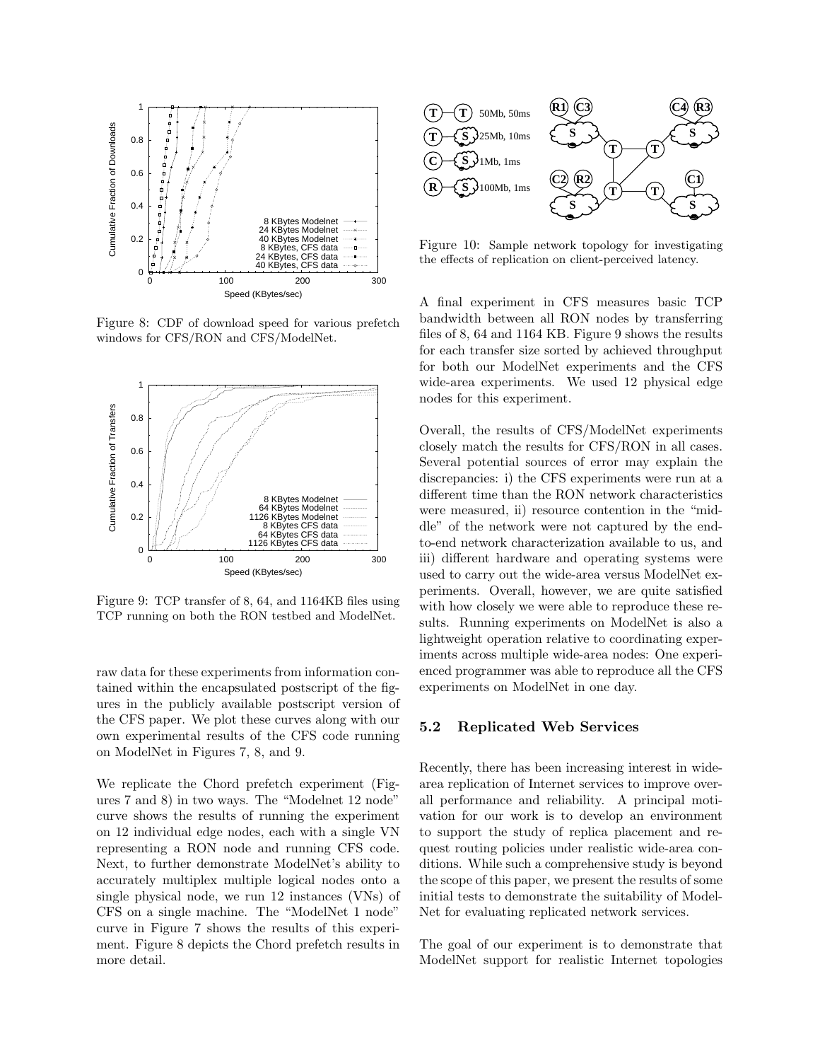Figure 8: CDF of download speed for various prefetch windows for CFS/RON and CFS/ModelNet.

Figure 9: TCP transfer of 8, 64, and 1164KB files using TCP running on both the RON testbed and ModelNet.

raw data for these experiments from information contained within the encapsulated postscript of the figures in the publicly available postscript version of the CFS paper. We plot these curves along with our own experimental results of the CFS code running on ModelNet in Figures 7, 8, and 9.

We replicate the Chord prefetch experiment (Figures 7 and 8) in two ways. The "Modelnet 12 node" curve shows the results of running the experiment on 12 individual edge nodes, each with a single VN representing a RON node and running CFS code. Next, to further demonstrate ModelNet's ability to accurately multiplex multiple logical nodes onto a single physical node, we run 12 instances (VNs) of CFS on a single machine. The "ModelNet 1 node" curve in Figure 7 shows the results of this experiment. Figure 8 depicts the Chord prefetch results in more detail.

Figure 10: Sample network topology for investigating the effects of replication on client-perceived latency.

A final experiment in CFS measures basic TCP bandwidth between all RON nodes by transferring files of 8, 64 and 1164 KB. Figure 9 shows the results for each transfer size sorted by achieved throughput for both our ModelNet experiments and the CFS wide-area experiments. We used 12 physical edge nodes for this experiment.

Overall, the results of CFS/ModelNet experiments closely match the results for CFS/RON in all cases. Several potential sources of error may explain the discrepancies: i) the CFS experiments were run at a different time than the RON network characteristics were measured, ii) resource contention in the "middle" of the network were not captured by the end-to-end network characterization available to us, and iii) different hardware and operating systems were used to carry out the wide-area versus ModelNet experiments. Overall, however, we are quite satisfied with how closely we were able to reproduce these results. Running experiments on ModelNet is also a lightweight operation relative to coordinating experiments across multiple wide-area nodes: One experienced programmer was able to reproduce all the CFS experiments on ModelNet in one day.

### 5.2 Replicated Web Services

Recently, there has been increasing interest in wide-area replication of Internet services to improve overall performance and reliability. A principal motivation for our work is to develop an environment to support the study of replica placement and request routing policies under realistic wide-area conditions. While such a comprehensive study is beyond the scope of this paper, we present the results of some initial tests to demonstrate the suitability of ModelNet for evaluating replicated network services.

The goal of our experiment is to demonstrate that ModelNet support for realistic Internet topologies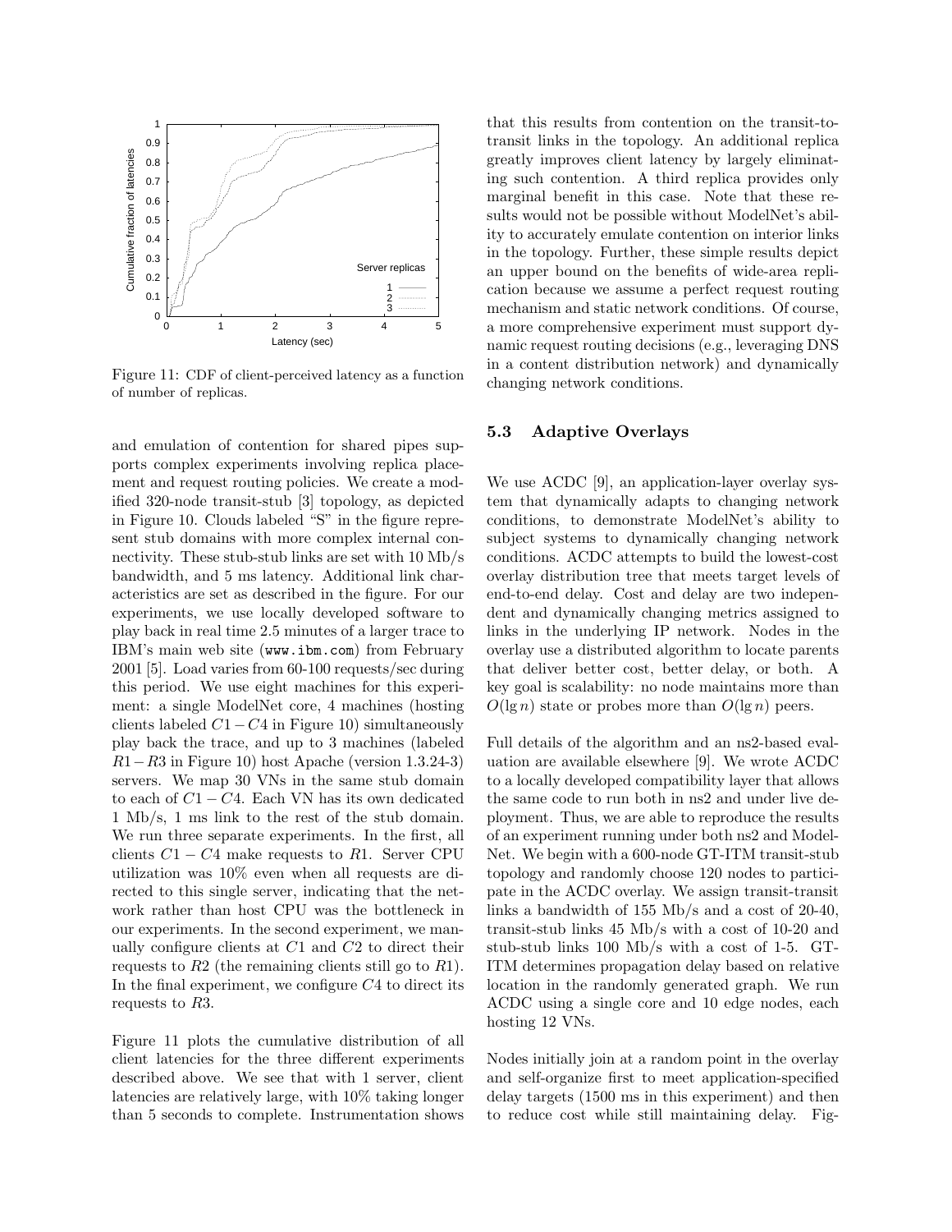Figure 11: CDF of client-perceived latency as a function of number of replicas.

and emulation of contention for shared pipes supports complex experiments involving replica placement and request routing policies. We create a modified 320-node transit-stub [3] topology, as depicted in Figure 10. Clouds labeled "S" in the figure represent stub domains with more complex internal connectivity. These stub-stub links are set with 10 Mb/s bandwidth, and 5 ms latency. Additional link characteristics are set as described in the figure. For our experiments, we use locally developed software to play back in real time 2.5 minutes of a larger trace to IBM's main web site (`www.ibm.com`) from February 2001 [5]. Load varies from 60-100 requests/sec during this period. We use eight machines for this experiment: a single ModelNet core, 4 machines (hosting clients labeled $C1-C4$ in Figure 10) simultaneously play back the trace, and up to 3 machines (labeled $R1-R3$ in Figure 10) host Apache (version 1.3.24-3) servers. We map 30 VNs in the same stub domain to each of $C1-C4$. Each VN has its own dedicated 1 Mb/s, 1 ms link to the rest of the stub domain. We run three separate experiments. In the first, all clients $C1-C4$ make requests to $R1$. Server CPU utilization was 10% even when all requests are directed to this single server, indicating that the network rather than host CPU was the bottleneck in our experiments. In the second experiment, we manually configure clients at $C1$ and $C2$ to direct their requests to $R2$ (the remaining clients still go to $R1$). In the final experiment, we configure $C4$ to direct its requests to $R3$.

Figure 11 plots the cumulative distribution of all client latencies for the three different experiments described above. We see that with 1 server, client latencies are relatively large, with 10% taking longer than 5 seconds to complete. Instrumentation shows that this results from contention on the transit-to-transit links in the topology. An additional replica greatly improves client latency by largely eliminating such contention. A third replica provides only marginal benefit in this case. Note that these results would not be possible without ModelNet's ability to accurately emulate contention on interior links in the topology. Further, these simple results depict an upper bound on the benefits of wide-area replication because we assume a perfect request routing mechanism and static network conditions. Of course, a more comprehensive experiment must support dynamic request routing decisions (e.g., leveraging DNS in a content distribution network) and dynamically changing network conditions.

### 5.3 Adaptive Overlays

We use ACDC [9], an application-layer overlay system that dynamically adapts to changing network conditions, to demonstrate ModelNet's ability to subject systems to dynamically changing network conditions. ACDC attempts to build the lowest-cost overlay distribution tree that meets target levels of end-to-end delay. Cost and delay are two independent and dynamically changing metrics assigned to links in the underlying IP network. Nodes in the overlay use a distributed algorithm to locate parents that deliver better cost, better delay, or both. A key goal is scalability: no node maintains more than $O(\lg n)$ state or probes more than $O(\lg n)$ peers.

Full details of the algorithm and an ns2-based evaluation are available elsewhere [9]. We wrote ACDC to a locally developed compatibility layer that allows the same code to run both in ns2 and under live deployment. Thus, we are able to reproduce the results of an experiment running under both ns2 and ModelNet. We begin with a 600-node GT-ITM transit-stub topology and randomly choose 120 nodes to participate in the ACDC overlay. We assign transit-transit links a bandwidth of 155 Mb/s and a cost of 20-40, transit-stub links 45 Mb/s with a cost of 10-20 and stub-stub links 100 Mb/s with a cost of 1-5. GT-ITM determines propagation delay based on relative location in the randomly generated graph. We run ACDC using a single core and 10 edge nodes, each hosting 12 VNs.

Nodes initially join at a random point in the overlay and self-organize first to meet application-specified delay targets (1500 ms in this experiment) and then to reduce cost while still maintaining delay. Fig-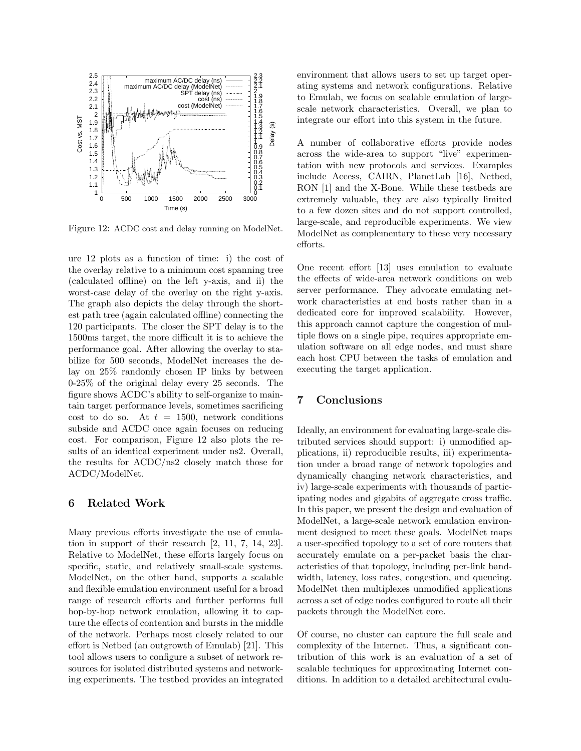Figure 12: ACDC cost and delay running on ModelNet.

ure 12 plots as a function of time: i) the cost of the overlay relative to a minimum cost spanning tree (calculated offline) on the left y-axis, and ii) the worst-case delay of the overlay on the right y-axis. The graph also depicts the delay through the shortest path tree (again calculated offline) connecting the 120 participants. The closer the SPT delay is to the 1500ms target, the more difficult it is to achieve the performance goal. After allowing the overlay to stabilize for 500 seconds, ModelNet increases the delay on 25% randomly chosen IP links by between 0-25% of the original delay every 25 seconds. The figure shows ACDC's ability to self-organize to maintain target performance levels, sometimes sacrificing cost to do so. At $t = 1500$, network conditions subside and ACDC once again focuses on reducing cost. For comparison, Figure 12 also plots the results of an identical experiment under ns2. Overall, the results for ACDC/ns2 closely match those for ACDC/ModelNet.

## 6 Related Work

Many previous efforts investigate the use of emulation in support of their research [2, 11, 7, 14, 23]. Relative to ModelNet, these efforts largely focus on specific, static, and relatively small-scale systems. ModelNet, on the other hand, supports a scalable and flexible emulation environment useful for a broad range of research efforts and further performs full hop-by-hop network emulation, allowing it to capture the effects of contention and bursts in the middle of the network. Perhaps most closely related to our effort is Netbed (an outgrowth of Emulab) [21]. This tool allows users to configure a subset of network resources for isolated distributed systems and networking experiments. The testbed provides an integrated environment that allows users to set up target operating systems and network configurations. Relative to Emulab, we focus on scalable emulation of large-scale network characteristics. Overall, we plan to integrate our effort into this system in the future.

A number of collaborative efforts provide nodes across the wide-area to support "live" experimentation with new protocols and services. Examples include Access, CAIRN, PlanetLab [16], Netbed, RON [1] and the X-Bone. While these testbeds are extremely valuable, they are also typically limited to a few dozen sites and do not support controlled, large-scale, and reproducible experiments. We view ModelNet as complementary to these very necessary efforts.

One recent effort [13] uses emulation to evaluate the effects of wide-area network conditions on web server performance. They advocate emulating network characteristics at end hosts rather than in a dedicated core for improved scalability. However, this approach cannot capture the congestion of multiple flows on a single pipe, requires appropriate emulation software on all edge nodes, and must share each host CPU between the tasks of emulation and executing the target application.

## 7 Conclusions

Ideally, an environment for evaluating large-scale distributed services should support: i) unmodified applications, ii) reproducible results, iii) experimentation under a broad range of network topologies and dynamically changing network characteristics, and iv) large-scale experiments with thousands of participating nodes and gigabits of aggregate cross traffic. In this paper, we present the design and evaluation of ModelNet, a large-scale network emulation environment designed to meet these goals. ModelNet maps a user-specified topology to a set of core routers that accurately emulate on a per-packet basis the characteristics of that topology, including per-link bandwidth, latency, loss rates, congestion, and queueing. ModelNet then multiplexes unmodified applications across a set of edge nodes configured to route all their packets through the ModelNet core.

Of course, no cluster can capture the full scale and complexity of the Internet. Thus, a significant contribution of this work is an evaluation of a set of scalable techniques for approximating Internet conditions. In addition to a detailed architectural evalu-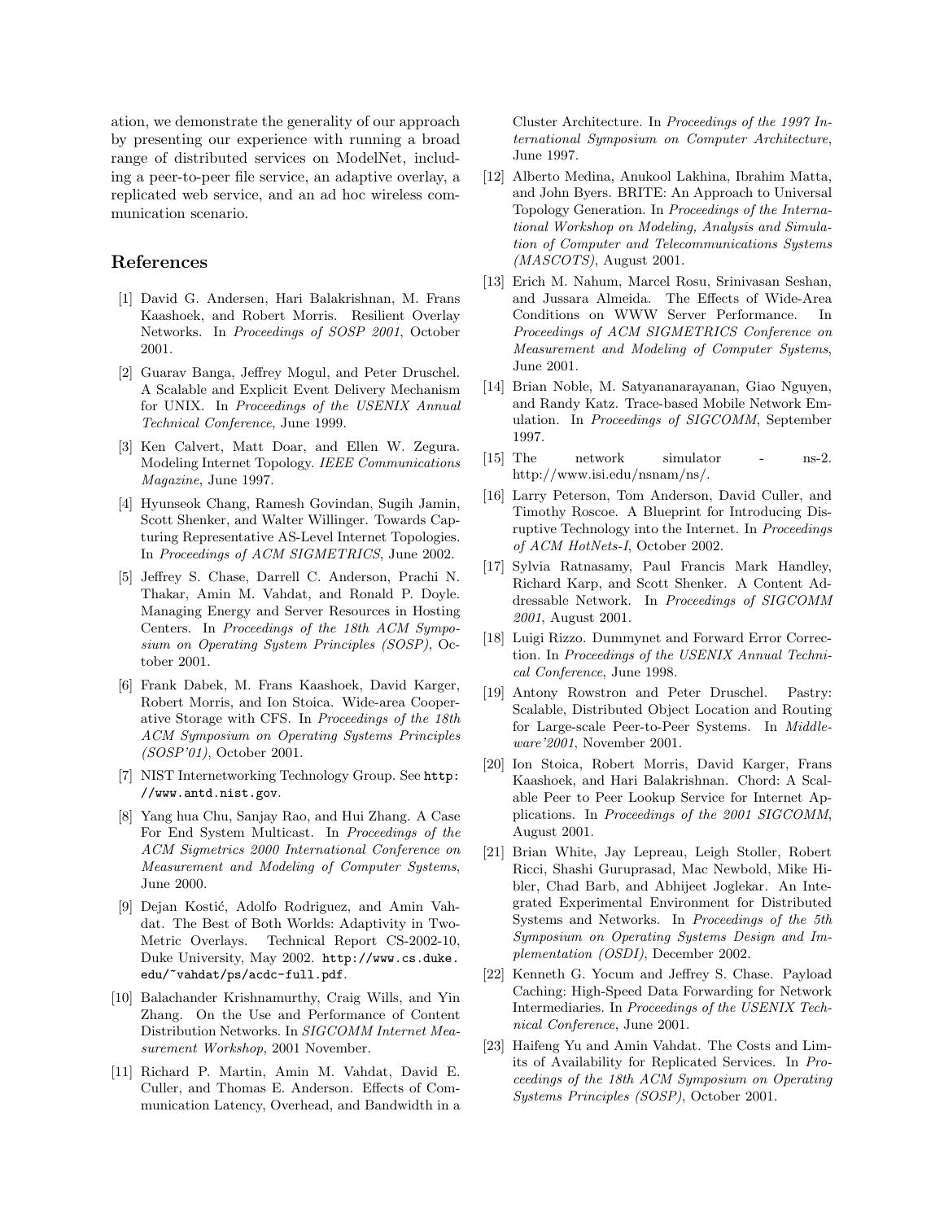ation, we demonstrate the generality of our approach by presenting our experience with running a broad range of distributed services on ModelNet, including a peer-to-peer file service, an adaptive overlay, a replicated web service, and an ad hoc wireless communication scenario.

## References

[1] David G. Andersen, Hari Balakrishnan, M. Frans Kaashoek, and Robert Morris. Resilient Overlay Networks. In *Proceedings of SOSP 2001*, October 2001.

[2] Guarav Banga, Jeffrey Mogul, and Peter Druschel. A Scalable and Explicit Event Delivery Mechanism for UNIX. In *Proceedings of the USENIX Annual Technical Conference*, June 1999.

[3] Ken Calvert, Matt Doar, and Ellen W. Zegura. Modeling Internet Topology. *IEEE Communications Magazine*, June 1997.

[4] Hyunseok Chang, Ramesh Govindan, Sugih Jamin, Scott Shenker, and Walter Willinger. Towards Capturing Representative AS-Level Internet Topologies. In *Proceedings of ACM SIGMETRICS*, June 2002.

[5] Jeffrey S. Chase, Darrell C. Anderson, Prachi N. Thakar, Amin M. Vahdat, and Ronald P. Doyle. Managing Energy and Server Resources in Hosting Centers. In *Proceedings of the 18th ACM Symposium on Operating System Principles (SOSP)*, October 2001.

[6] Frank Dabek, M. Frans Kaashoek, David Karger, Robert Morris, and Ion Stoica. Wide-area Cooperative Storage with CFS. In *Proceedings of the 18th ACM Symposium on Operating Systems Principles (SOSP'01)*, October 2001.

[7] NIST Internetworking Technology Group. See `http://www.antd.nist.gov`.

[8] Yang hua Chu, Sanjay Rao, and Hui Zhang. A Case For End System Multicast. In *Proceedings of the ACM Sigmetrics 2000 International Conference on Measurement and Modeling of Computer Systems*, June 2000.

[9] Dejan Kostić, Adolfo Rodriguez, and Amin Vahdat. The Best of Both Worlds: Adaptivity in Two-Metric Overlays. Technical Report CS-2002-10, Duke University, May 2002. `http://www.cs.duke.edu/~vahdat/ps/acdc-full.pdf`.

[10] Balachander Krishnamurthy, Craig Wills, and Yin Zhang. On the Use and Performance of Content Distribution Networks. In *SIGCOMM Internet Measurement Workshop*, 2001 November.

[11] Richard P. Martin, Amin M. Vahdat, David E. Culler, and Thomas E. Anderson. Effects of Communication Latency, Overhead, and Bandwidth in a Cluster Architecture. In *Proceedings of the 1997 International Symposium on Computer Architecture*, June 1997.

[12] Alberto Medina, Anukool Lakhina, Ibrahim Matta, and John Byers. BRITE: An Approach to Universal Topology Generation. In *Proceedings of the International Workshop on Modeling, Analysis and Simulation of Computer and Telecommunications Systems (MASCOTS)*, August 2001.

[13] Erich M. Nahum, Marcel Rosu, Srinivasan Seshan, and Jussara Almeida. The Effects of Wide-Area Conditions on WWW Server Performance. In *Proceedings of ACM SIGMETRICS Conference on Measurement and Modeling of Computer Systems*, June 2001.

[14] Brian Noble, M. Satyananarayanan, Giao Nguyen, and Randy Katz. Trace-based Mobile Network Emulation. In *Proceedings of SIGCOMM*, September 1997.

[15] The network simulator - ns-2. http://www.isi.edu/nsnam/ns/.

[16] Larry Peterson, Tom Anderson, David Culler, and Timothy Roscoe. A Blueprint for Introducing Disruptive Technology into the Internet. In *Proceedings of ACM HotNets-I*, October 2002.

[17] Sylvia Ratnasamy, Paul Francis Mark Handley, Richard Karp, and Scott Shenker. A Content Addressable Network. In *Proceedings of SIGCOMM 2001*, August 2001.

[18] Luigi Rizzo. Dummynet and Forward Error Correction. In *Proceedings of the USENIX Annual Technical Conference*, June 1998.

[19] Antony Rowstron and Peter Druschel. Pastry: Scalable, Distributed Object Location and Routing for Large-scale Peer-to-Peer Systems. In *Middleware'2001*, November 2001.

[20] Ion Stoica, Robert Morris, David Karger, Frans Kaashoek, and Hari Balakrishnan. Chord: A Scalable Peer to Peer Lookup Service for Internet Applications. In *Proceedings of the 2001 SIGCOMM*, August 2001.

[21] Brian White, Jay Lepreau, Leigh Stoller, Robert Ricci, Shashi Guruprasad, Mac Newbold, Mike Hibler, Chad Barb, and Abhijeet Joglekar. An Integrated Experimental Environment for Distributed Systems and Networks. In *Proceedings of the 5th Symposium on Operating Systems Design and Implementation (OSDI)*, December 2002.

[22] Kenneth G. Yocum and Jeffrey S. Chase. Payload Caching: High-Speed Data Forwarding for Network Intermediaries. In *Proceedings of the USENIX Technical Conference*, June 2001.

[23] Haifeng Yu and Amin Vahdat. The Costs and Limits of Availability for Replicated Services. In *Proceedings of the 18th ACM Symposium on Operating Systems Principles (SOSP)*, October 2001.